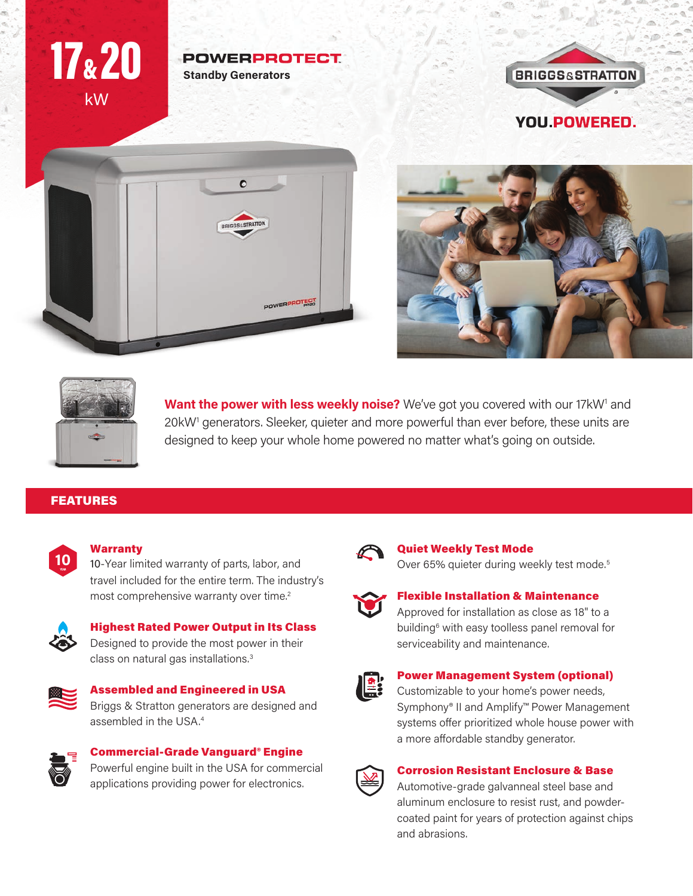# 17 & 20 kW

## POWERPROTECT

**Standby Generators**

BRIGGS & STRATTON

**YOU.POWERED.**

**Want the power with less weekly noise?** We've got you covered with our 17kW[1] and 20kW[1] generators. Sleeker, quieter and more powerful than ever before, these units are designed to keep your whole home powered no matter what's going on outside.

## FEATURES

**Warranty**
10-Year limited warranty of parts, labor, and travel included for the entire term. The industry's most comprehensive warranty over time.[2]

**Highest Rated Power Output in Its Class**
Designed to provide the most power in their class on natural gas installations.[3]

**Assembled and Engineered in USA**
Briggs & Stratton generators are designed and assembled in the USA.[4]

**Commercial-Grade Vanguard® Engine**
Powerful engine built in the USA for commercial applications providing power for electronics.

**Quiet Weekly Test Mode**
Over 65% quieter during weekly test mode.[5]

**Flexible Installation & Maintenance**
Approved for installation as close as 18" to a building[6] with easy toolless panel removal for serviceability and maintenance.

**Power Management System (optional)**
Customizable to your home's power needs, Symphony® II and Amplify™ Power Management systems offer prioritized whole house power with a more affordable standby generator.

**Corrosion Resistant Enclosure & Base**
Automotive-grade galvanneal steel base and aluminum enclosure to resist rust, and powder-coated paint for years of protection against chips and abrasions.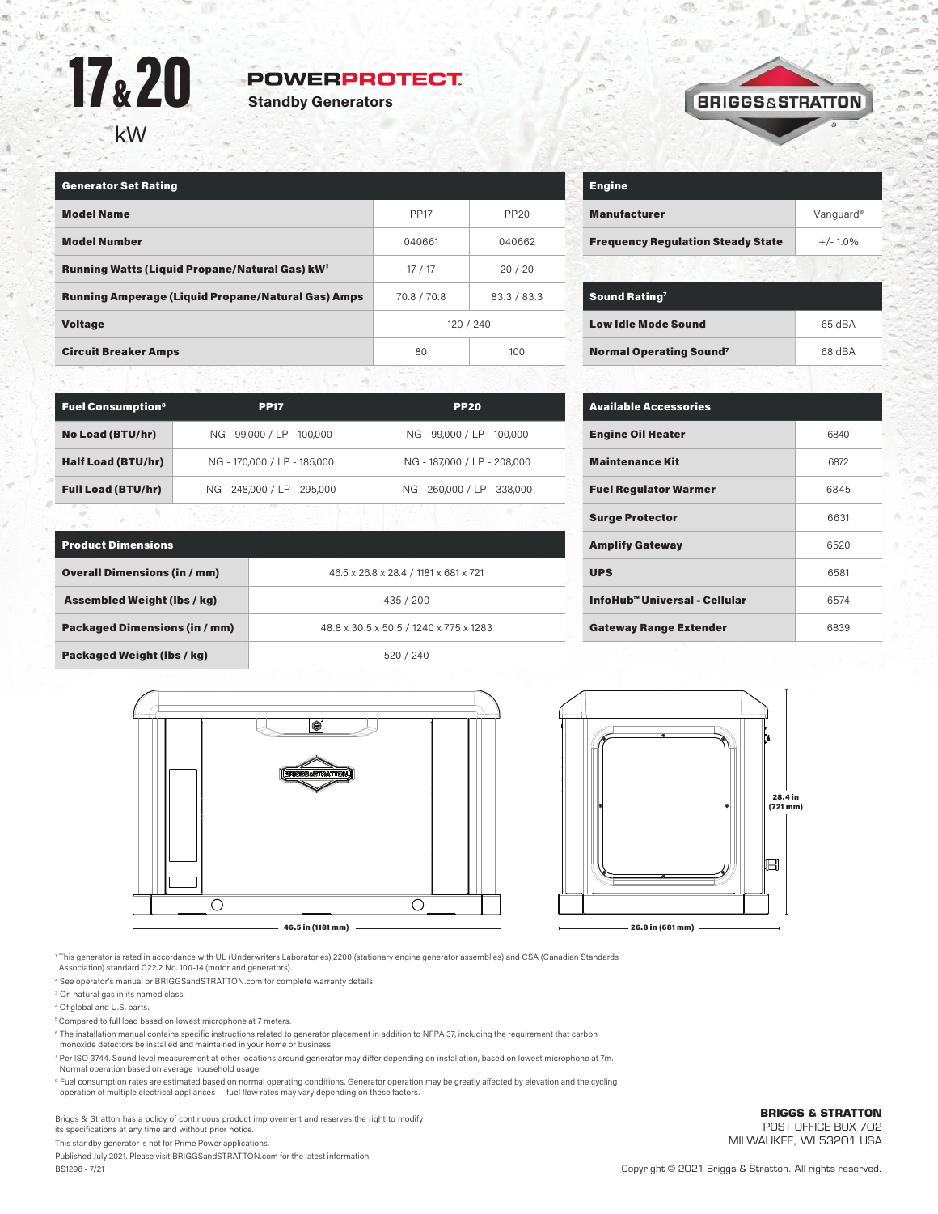# 17 & 20 kW

## POWERPROTECT Standby Generators

BRIGGS & STRATTON

| Generator Set Rating | | |
|---|---|---|
| **Model Name** | PP17 | PP20 |
| **Model Number** | 040661 | 040662 |
| **Running Watts (Liquid Propane/Natural Gas) kW**[1] | 17 / 17 | 20 / 20 |
| **Running Amperage (Liquid Propane/Natural Gas) Amps** | 70.8 / 70.8 | 83.3 / 83.3 |
| **Voltage** | 120 / 240 | |
| **Circuit Breaker Amps** | 80 | 100 |

| Engine | |
|---|---|
| **Manufacturer** | Vanguard® |
| **Frequency Regulation Steady State** | +/- 1.0% |

| Sound Rating[7] | |
|---|---|
| **Low Idle Mode Sound** | 65 dBA |
| **Normal Operating Sound**[7] | 68 dBA |

| Fuel Consumption[8] | PP17 | PP20 |
|---|---|---|
| **No Load (BTU/hr)** | NG - 99,000 / LP - 100,000 | NG - 99,000 / LP - 100,000 |
| **Half Load (BTU/hr)** | NG - 170,000 / LP - 185,000 | NG - 187,000 / LP - 208,000 |
| **Full Load (BTU/hr)** | NG - 248,000 / LP - 295,000 | NG - 260,000 / LP - 338,000 |

| Available Accessories | |
|---|---|
| **Engine Oil Heater** | 6840 |
| **Maintenance Kit** | 6872 |
| **Fuel Regulator Warmer** | 6845 |
| **Surge Protector** | 6631 |
| **Amplify Gateway** | 6520 |
| **UPS** | 6581 |
| **InfoHub™ Universal - Cellular** | 6574 |
| **Gateway Range Extender** | 6839 |

| Product Dimensions | |
|---|---|
| **Overall Dimensions (in / mm)** | 46.5 x 26.8 x 28.4 / 1181 x 681 x 721 |
| **Assembled Weight (lbs / kg)** | 435 / 200 |
| **Packaged Dimensions (in / mm)** | 48.8 x 30.5 x 50.5 / 1240 x 775 x 1283 |
| **Packaged Weight (lbs / kg)** | 520 / 240 |

46.5 in (1181 mm)

26.8 in (681 mm)

28.4 in (721 mm)

[1] This generator is rated in accordance with UL (Underwriters Laboratories) 2200 (stationary engine generator assemblies) and CSA (Canadian Standards Association) standard C22.2 No. 100-14 (motor and generators).

[2] See operator's manual or BRIGGSandSTRATTON.com for complete warranty details.

[3] On natural gas in its named class.

[4] Of global and U.S. parts.

[5] Compared to full load based on lowest microphone at 7 meters.

[6] The installation manual contains specific instructions related to generator placement in addition to NFPA 37, including the requirement that carbon monoxide detectors be installed and maintained in your home or business.

[7] Per ISO 3744. Sound level measurement at other locations around generator may differ depending on installation, based on lowest microphone at 7m. Normal operation based on average household usage.

[8] Fuel consumption rates are estimated based on normal operating conditions. Generator operation may be greatly affected by elevation and the cycling operation of multiple electrical appliances — fuel flow rates may vary depending on these factors.

Briggs & Stratton has a policy of continuous product improvement and reserves the right to modify its specifications at any time and without prior notice.

This standby generator is not for Prime Power applications.

Published July 2021. Please visit BRIGGSandSTRATTON.com for the latest information.

BS1298 - 7/21

**BRIGGS & STRATTON**
POST OFFICE BOX 702
MILWAUKEE, WI 53201 USA

Copyright © 2021 Briggs & Stratton. All rights reserved.